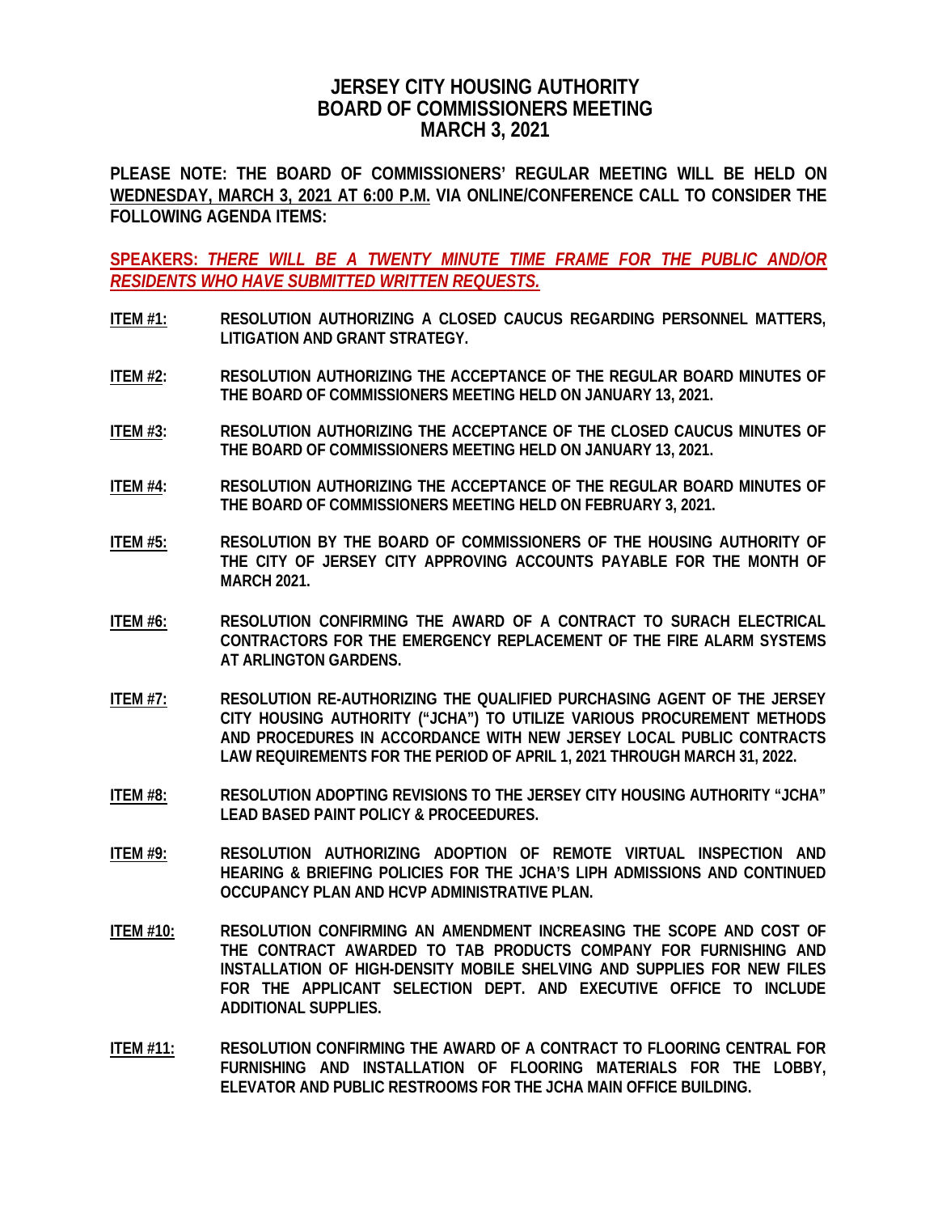# JERSEY CITY HOUSING AUTHORITY
# BOARD OF COMMISSIONERS MEETING
# MARCH 3, 2021

**PLEASE NOTE: THE BOARD OF COMMISSIONERS' REGULAR MEETING WILL BE HELD ON WEDNESDAY, MARCH 3, 2021 AT 6:00 P.M. VIA ONLINE/CONFERENCE CALL TO CONSIDER THE FOLLOWING AGENDA ITEMS:**

**SPEAKERS:** ***THERE WILL BE A TWENTY MINUTE TIME FRAME FOR THE PUBLIC AND/OR RESIDENTS WHO HAVE SUBMITTED WRITTEN REQUESTS.***

**ITEM #1:** **RESOLUTION AUTHORIZING A CLOSED CAUCUS REGARDING PERSONNEL MATTERS, LITIGATION AND GRANT STRATEGY.**

**ITEM #2:** **RESOLUTION AUTHORIZING THE ACCEPTANCE OF THE REGULAR BOARD MINUTES OF THE BOARD OF COMMISSIONERS MEETING HELD ON JANUARY 13, 2021.**

**ITEM #3:** **RESOLUTION AUTHORIZING THE ACCEPTANCE OF THE CLOSED CAUCUS MINUTES OF THE BOARD OF COMMISSIONERS MEETING HELD ON JANUARY 13, 2021.**

**ITEM #4:** **RESOLUTION AUTHORIZING THE ACCEPTANCE OF THE REGULAR BOARD MINUTES OF THE BOARD OF COMMISSIONERS MEETING HELD ON FEBRUARY 3, 2021.**

**ITEM #5:** **RESOLUTION BY THE BOARD OF COMMISSIONERS OF THE HOUSING AUTHORITY OF THE CITY OF JERSEY CITY APPROVING ACCOUNTS PAYABLE FOR THE MONTH OF MARCH 2021.**

**ITEM #6:** **RESOLUTION CONFIRMING THE AWARD OF A CONTRACT TO SURACH ELECTRICAL CONTRACTORS FOR THE EMERGENCY REPLACEMENT OF THE FIRE ALARM SYSTEMS AT ARLINGTON GARDENS.**

**ITEM #7:** **RESOLUTION RE-AUTHORIZING THE QUALIFIED PURCHASING AGENT OF THE JERSEY CITY HOUSING AUTHORITY ("JCHA") TO UTILIZE VARIOUS PROCUREMENT METHODS AND PROCEDURES IN ACCORDANCE WITH NEW JERSEY LOCAL PUBLIC CONTRACTS LAW REQUIREMENTS FOR THE PERIOD OF APRIL 1, 2021 THROUGH MARCH 31, 2022.**

**ITEM #8:** **RESOLUTION ADOPTING REVISIONS TO THE JERSEY CITY HOUSING AUTHORITY "JCHA" LEAD BASED PAINT POLICY & PROCEEDURES.**

**ITEM #9:** **RESOLUTION AUTHORIZING ADOPTION OF REMOTE VIRTUAL INSPECTION AND HEARING & BRIEFING POLICIES FOR THE JCHA'S LIPH ADMISSIONS AND CONTINUED OCCUPANCY PLAN AND HCVP ADMINISTRATIVE PLAN.**

**ITEM #10:** **RESOLUTION CONFIRMING AN AMENDMENT INCREASING THE SCOPE AND COST OF THE CONTRACT AWARDED TO TAB PRODUCTS COMPANY FOR FURNISHING AND INSTALLATION OF HIGH-DENSITY MOBILE SHELVING AND SUPPLIES FOR NEW FILES FOR THE APPLICANT SELECTION DEPT. AND EXECUTIVE OFFICE TO INCLUDE ADDITIONAL SUPPLIES.**

**ITEM #11:** **RESOLUTION CONFIRMING THE AWARD OF A CONTRACT TO FLOORING CENTRAL FOR FURNISHING AND INSTALLATION OF FLOORING MATERIALS FOR THE LOBBY, ELEVATOR AND PUBLIC RESTROOMS FOR THE JCHA MAIN OFFICE BUILDING.**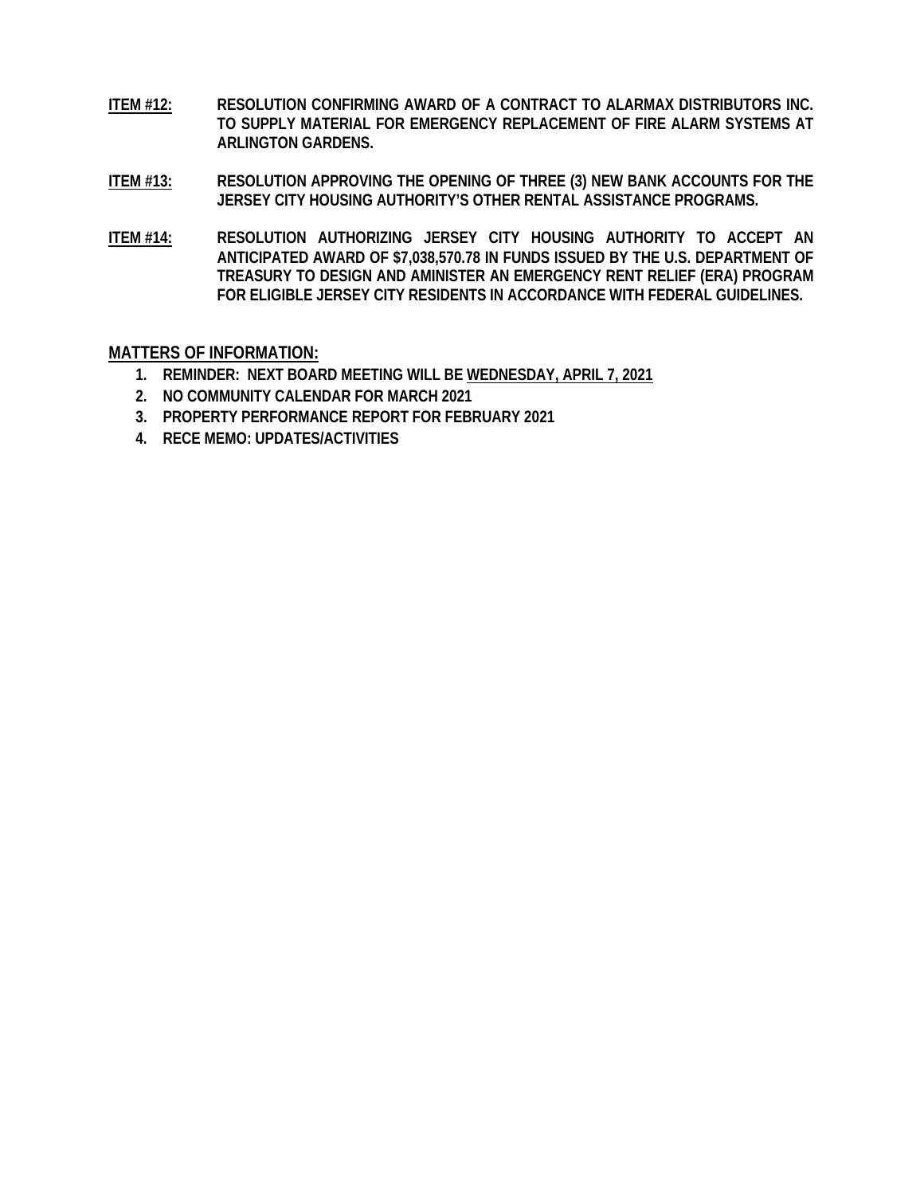**ITEM #12:** **RESOLUTION CONFIRMING AWARD OF A CONTRACT TO ALARMAX DISTRIBUTORS INC. TO SUPPLY MATERIAL FOR EMERGENCY REPLACEMENT OF FIRE ALARM SYSTEMS AT ARLINGTON GARDENS.**

**ITEM #13:** **RESOLUTION APPROVING THE OPENING OF THREE (3) NEW BANK ACCOUNTS FOR THE JERSEY CITY HOUSING AUTHORITY'S OTHER RENTAL ASSISTANCE PROGRAMS.**

**ITEM #14:** **RESOLUTION AUTHORIZING JERSEY CITY HOUSING AUTHORITY TO ACCEPT AN ANTICIPATED AWARD OF $7,038,570.78 IN FUNDS ISSUED BY THE U.S. DEPARTMENT OF TREASURY TO DESIGN AND AMINISTER AN EMERGENCY RENT RELIEF (ERA) PROGRAM FOR ELIGIBLE JERSEY CITY RESIDENTS IN ACCORDANCE WITH FEDERAL GUIDELINES.**

## MATTERS OF INFORMATION:

1. **REMINDER: NEXT BOARD MEETING WILL BE WEDNESDAY, APRIL 7, 2021**
2. **NO COMMUNITY CALENDAR FOR MARCH 2021**
3. **PROPERTY PERFORMANCE REPORT FOR FEBRUARY 2021**
4. **RECE MEMO: UPDATES/ACTIVITIES**